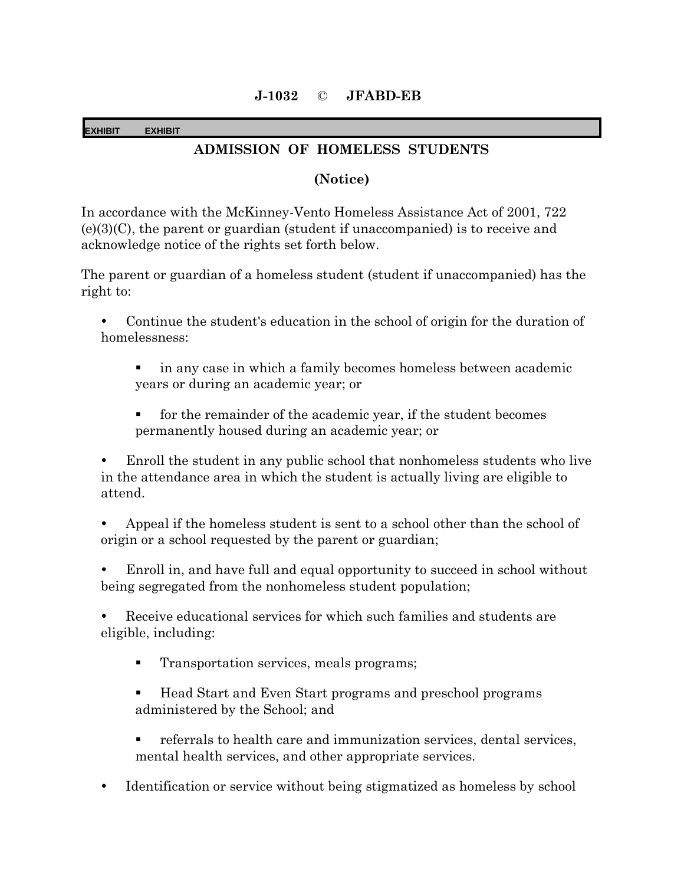**J-1032 © JFABD-EB**

EXHIBIT EXHIBIT

## ADMISSION OF HOMELESS STUDENTS

**(Notice)**

In accordance with the McKinney-Vento Homeless Assistance Act of 2001, 722 (e)(3)(C), the parent or guardian (student if unaccompanied) is to receive and acknowledge notice of the rights set forth below.

The parent or guardian of a homeless student (student if unaccompanied) has the right to:

- Continue the student's education in the school of origin for the duration of homelessness:
  - in any case in which a family becomes homeless between academic years or during an academic year; or
  - for the remainder of the academic year, if the student becomes permanently housed during an academic year; or
- Enroll the student in any public school that nonhomeless students who live in the attendance area in which the student is actually living are eligible to attend.
- Appeal if the homeless student is sent to a school other than the school of origin or a school requested by the parent or guardian;
- Enroll in, and have full and equal opportunity to succeed in school without being segregated from the nonhomeless student population;
- Receive educational services for which such families and students are eligible, including:
  - Transportation services, meals programs;
  - Head Start and Even Start programs and preschool programs administered by the School; and
  - referrals to health care and immunization services, dental services, mental health services, and other appropriate services.
- Identification or service without being stigmatized as homeless by school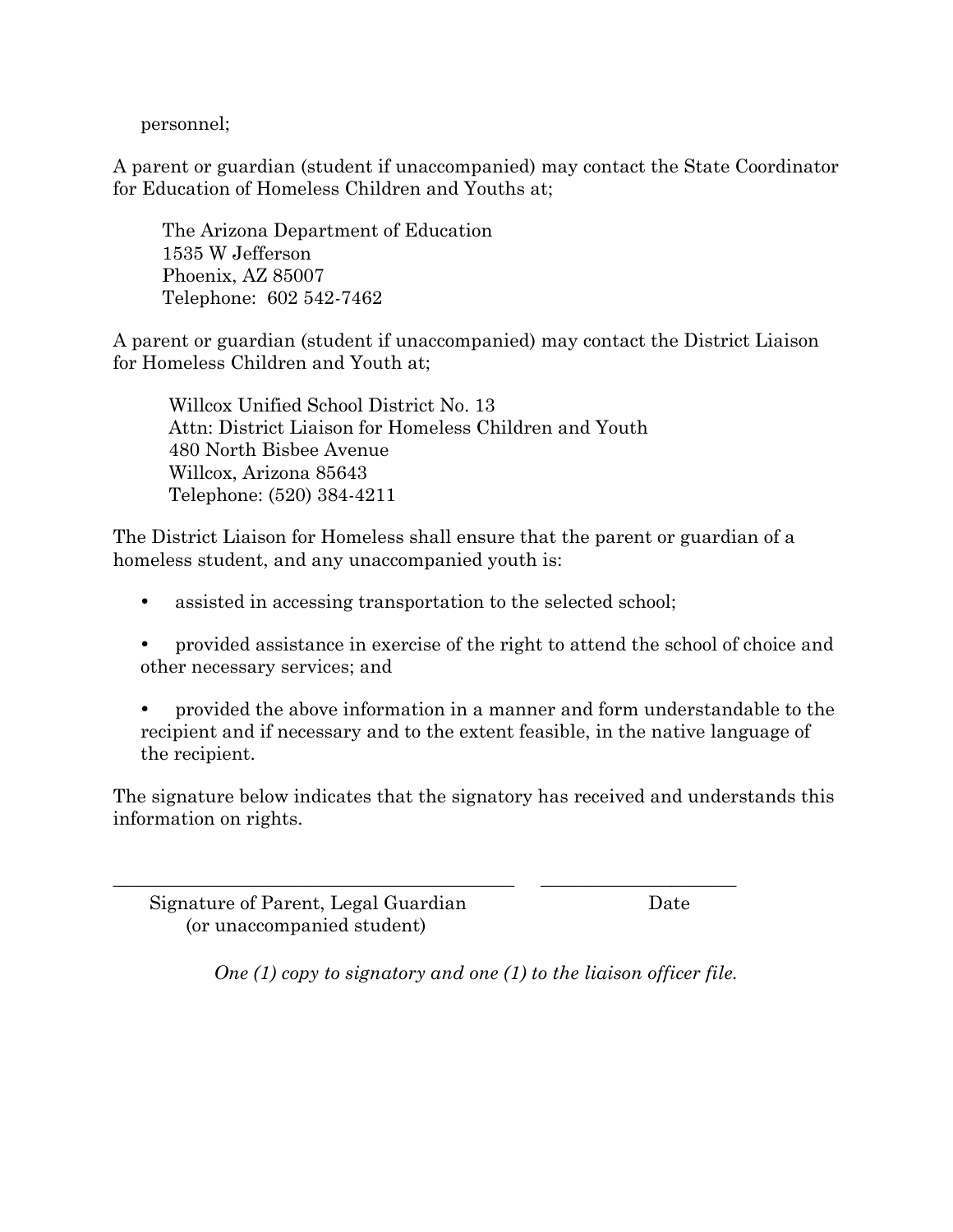personnel;

A parent or guardian (student if unaccompanied) may contact the State Coordinator for Education of Homeless Children and Youths at;

The Arizona Department of Education
1535 W Jefferson
Phoenix, AZ 85007
Telephone: 602 542-7462

A parent or guardian (student if unaccompanied) may contact the District Liaison for Homeless Children and Youth at;

Willcox Unified School District No. 13
Attn: District Liaison for Homeless Children and Youth
480 North Bisbee Avenue
Willcox, Arizona 85643
Telephone: (520) 384-4211

The District Liaison for Homeless shall ensure that the parent or guardian of a homeless student, and any unaccompanied youth is:

- assisted in accessing transportation to the selected school;
- provided assistance in exercise of the right to attend the school of choice and other necessary services; and
- provided the above information in a manner and form understandable to the recipient and if necessary and to the extent feasible, in the native language of the recipient.

The signature below indicates that the signatory has received and understands this information on rights.

\_\_\_\_\_\_\_\_\_\_\_\_\_\_\_\_\_\_\_\_\_\_\_\_\_\_\_\_\_\_\_\_\_\_\_\_\_\_\_\_ \_\_\_\_\_\_\_\_\_\_\_\_\_\_\_\_\_\_\_\_

Signature of Parent, Legal Guardian (or unaccompanied student) Date

*One (1) copy to signatory and one (1) to the liaison officer file.*